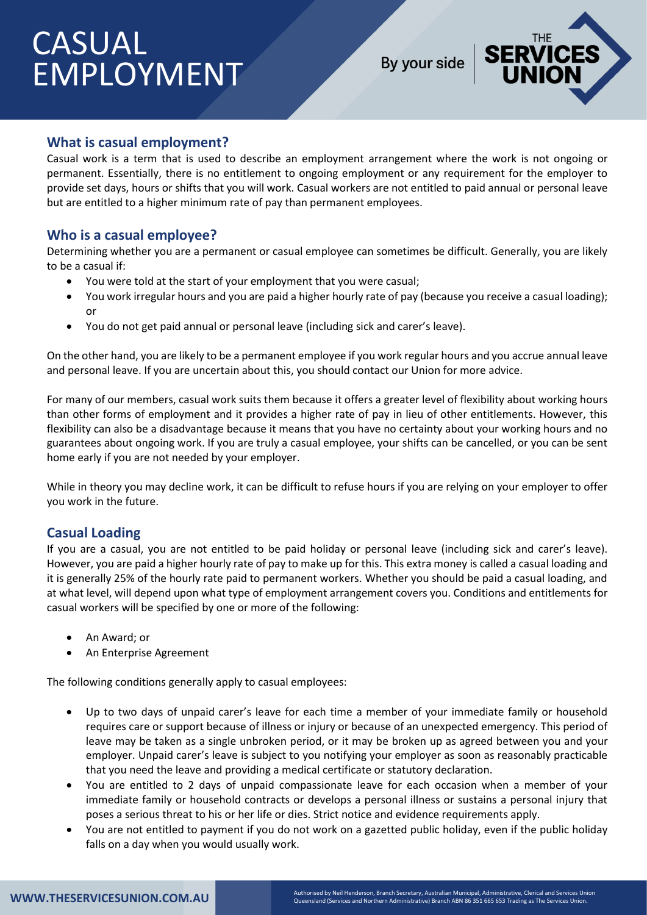# CASUAL EMPLOYMENT

By your side | THE SERVICES UNION

## What is casual employment?

Casual work is a term that is used to describe an employment arrangement where the work is not ongoing or permanent. Essentially, there is no entitlement to ongoing employment or any requirement for the employer to provide set days, hours or shifts that you will work. Casual workers are not entitled to paid annual or personal leave but are entitled to a higher minimum rate of pay than permanent employees.

## Who is a casual employee?

Determining whether you are a permanent or casual employee can sometimes be difficult. Generally, you are likely to be a casual if:

- You were told at the start of your employment that you were casual;
- You work irregular hours and you are paid a higher hourly rate of pay (because you receive a casual loading); or
- You do not get paid annual or personal leave (including sick and carer's leave).

On the other hand, you are likely to be a permanent employee if you work regular hours and you accrue annual leave and personal leave. If you are uncertain about this, you should contact our Union for more advice.

For many of our members, casual work suits them because it offers a greater level of flexibility about working hours than other forms of employment and it provides a higher rate of pay in lieu of other entitlements. However, this flexibility can also be a disadvantage because it means that you have no certainty about your working hours and no guarantees about ongoing work. If you are truly a casual employee, your shifts can be cancelled, or you can be sent home early if you are not needed by your employer.

While in theory you may decline work, it can be difficult to refuse hours if you are relying on your employer to offer you work in the future.

## Casual Loading

If you are a casual, you are not entitled to be paid holiday or personal leave (including sick and carer's leave). However, you are paid a higher hourly rate of pay to make up for this. This extra money is called a casual loading and it is generally 25% of the hourly rate paid to permanent workers. Whether you should be paid a casual loading, and at what level, will depend upon what type of employment arrangement covers you. Conditions and entitlements for casual workers will be specified by one or more of the following:

- An Award; or
- An Enterprise Agreement

The following conditions generally apply to casual employees:

- Up to two days of unpaid carer's leave for each time a member of your immediate family or household requires care or support because of illness or injury or because of an unexpected emergency. This period of leave may be taken as a single unbroken period, or it may be broken up as agreed between you and your employer. Unpaid carer's leave is subject to you notifying your employer as soon as reasonably practicable that you need the leave and providing a medical certificate or statutory declaration.
- You are entitled to 2 days of unpaid compassionate leave for each occasion when a member of your immediate family or household contracts or develops a personal illness or sustains a personal injury that poses a serious threat to his or her life or dies. Strict notice and evidence requirements apply.
- You are not entitled to payment if you do not work on a gazetted public holiday, even if the public holiday falls on a day when you would usually work.

WWW.THESERVICESUNION.COM.AU

Authorised by Neil Henderson, Branch Secretary, Australian Municipal, Administrative, Clerical and Services Union Queensland (Services and Northern Administrative) Branch ABN 86 351 665 653 Trading as The Services Union.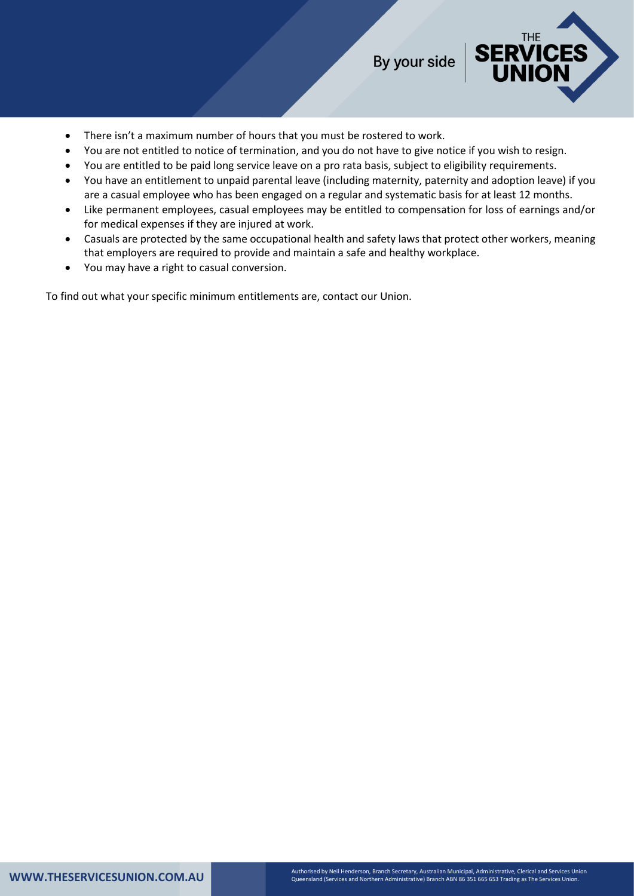- There isn't a maximum number of hours that you must be rostered to work.
- You are not entitled to notice of termination, and you do not have to give notice if you wish to resign.
- You are entitled to be paid long service leave on a pro rata basis, subject to eligibility requirements.
- You have an entitlement to unpaid parental leave (including maternity, paternity and adoption leave) if you are a casual employee who has been engaged on a regular and systematic basis for at least 12 months.
- Like permanent employees, casual employees may be entitled to compensation for loss of earnings and/or for medical expenses if they are injured at work.
- Casuals are protected by the same occupational health and safety laws that protect other workers, meaning that employers are required to provide and maintain a safe and healthy workplace.
- You may have a right to casual conversion.

To find out what your specific minimum entitlements are, contact our Union.

Authorised by Neil Henderson, Branch Secretary, Australian Municipal, Administrative, Clerical and Services Union Queensland (Services and Northern Administrative) Branch ABN 86 351 665 653 Trading as The Services Union.